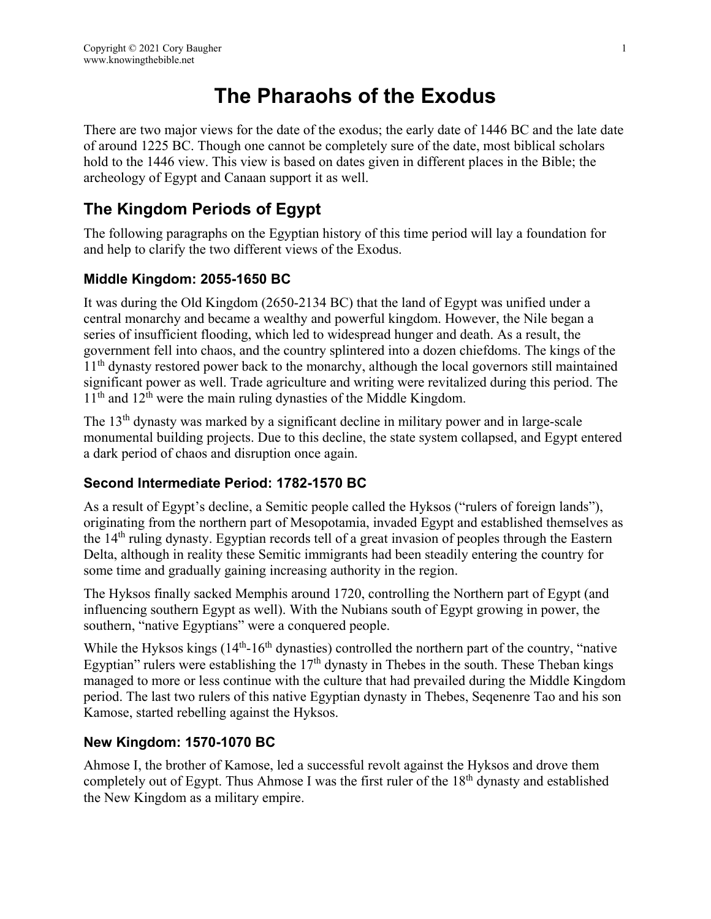# The Pharaohs of the Exodus

There are two major views for the date of the exodus; the early date of 1446 BC and the late date of around 1225 BC. Though one cannot be completely sure of the date, most biblical scholars hold to the 1446 view. This view is based on dates given in different places in the Bible; the archeology of Egypt and Canaan support it as well.

## The Kingdom Periods of Egypt

The following paragraphs on the Egyptian history of this time period will lay a foundation for and help to clarify the two different views of the Exodus.

### Middle Kingdom: 2055-1650 BC

It was during the Old Kingdom (2650-2134 BC) that the land of Egypt was unified under a central monarchy and became a wealthy and powerful kingdom. However, the Nile began a series of insufficient flooding, which led to widespread hunger and death. As a result, the government fell into chaos, and the country splintered into a dozen chiefdoms. The kings of the 11th dynasty restored power back to the monarchy, although the local governors still maintained significant power as well. Trade agriculture and writing were revitalized during this period. The 11th and 12th were the main ruling dynasties of the Middle Kingdom.

The 13th dynasty was marked by a significant decline in military power and in large-scale monumental building projects. Due to this decline, the state system collapsed, and Egypt entered a dark period of chaos and disruption once again.

### Second Intermediate Period: 1782-1570 BC

As a result of Egypt's decline, a Semitic people called the Hyksos ("rulers of foreign lands"), originating from the northern part of Mesopotamia, invaded Egypt and established themselves as the 14th ruling dynasty. Egyptian records tell of a great invasion of peoples through the Eastern Delta, although in reality these Semitic immigrants had been steadily entering the country for some time and gradually gaining increasing authority in the region.

The Hyksos finally sacked Memphis around 1720, controlling the Northern part of Egypt (and influencing southern Egypt as well). With the Nubians south of Egypt growing in power, the southern, "native Egyptians" were a conquered people.

While the Hyksos kings (14th-16th dynasties) controlled the northern part of the country, "native Egyptian" rulers were establishing the 17th dynasty in Thebes in the south. These Theban kings managed to more or less continue with the culture that had prevailed during the Middle Kingdom period. The last two rulers of this native Egyptian dynasty in Thebes, Seqenenre Tao and his son Kamose, started rebelling against the Hyksos.

### New Kingdom: 1570-1070 BC

Ahmose I, the brother of Kamose, led a successful revolt against the Hyksos and drove them completely out of Egypt. Thus Ahmose I was the first ruler of the 18th dynasty and established the New Kingdom as a military empire.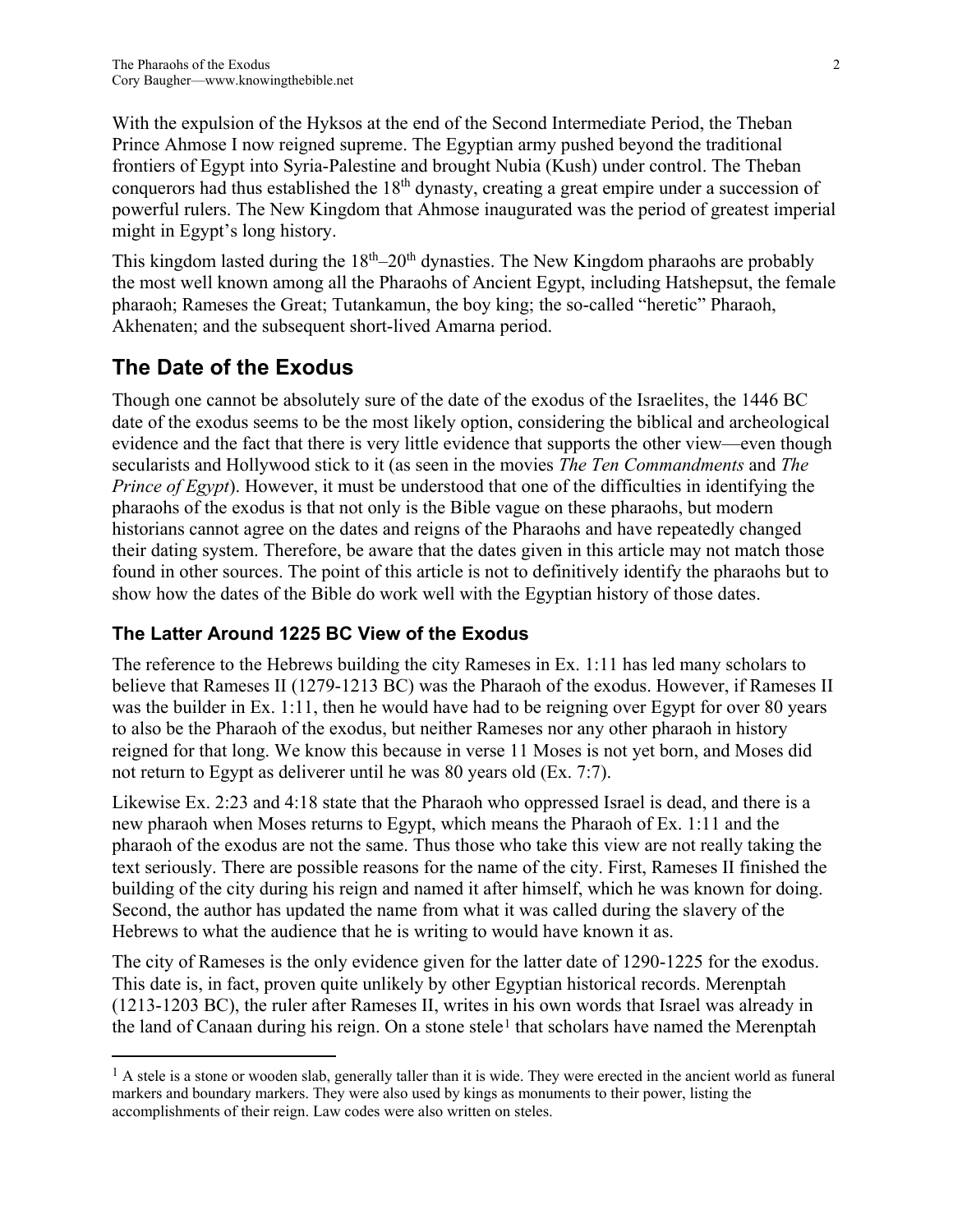With the expulsion of the Hyksos at the end of the Second Intermediate Period, the Theban Prince Ahmose I now reigned supreme. The Egyptian army pushed beyond the traditional frontiers of Egypt into Syria-Palestine and brought Nubia (Kush) under control. The Theban conquerors had thus established the 18th dynasty, creating a great empire under a succession of powerful rulers. The New Kingdom that Ahmose inaugurated was the period of greatest imperial might in Egypt's long history.

This kingdom lasted during the 18th–20th dynasties. The New Kingdom pharaohs are probably the most well known among all the Pharaohs of Ancient Egypt, including Hatshepsut, the female pharaoh; Rameses the Great; Tutankamun, the boy king; the so-called "heretic" Pharaoh, Akhenaten; and the subsequent short-lived Amarna period.

## The Date of the Exodus

Though one cannot be absolutely sure of the date of the exodus of the Israelites, the 1446 BC date of the exodus seems to be the most likely option, considering the biblical and archeological evidence and the fact that there is very little evidence that supports the other view—even though secularists and Hollywood stick to it (as seen in the movies *The Ten Commandments* and *The Prince of Egypt*). However, it must be understood that one of the difficulties in identifying the pharaohs of the exodus is that not only is the Bible vague on these pharaohs, but modern historians cannot agree on the dates and reigns of the Pharaohs and have repeatedly changed their dating system. Therefore, be aware that the dates given in this article may not match those found in other sources. The point of this article is not to definitively identify the pharaohs but to show how the dates of the Bible do work well with the Egyptian history of those dates.

### The Latter Around 1225 BC View of the Exodus

The reference to the Hebrews building the city Rameses in Ex. 1:11 has led many scholars to believe that Rameses II (1279-1213 BC) was the Pharaoh of the exodus. However, if Rameses II was the builder in Ex. 1:11, then he would have had to be reigning over Egypt for over 80 years to also be the Pharaoh of the exodus, but neither Rameses nor any other pharaoh in history reigned for that long. We know this because in verse 11 Moses is not yet born, and Moses did not return to Egypt as deliverer until he was 80 years old (Ex. 7:7).

Likewise Ex. 2:23 and 4:18 state that the Pharaoh who oppressed Israel is dead, and there is a new pharaoh when Moses returns to Egypt, which means the Pharaoh of Ex. 1:11 and the pharaoh of the exodus are not the same. Thus those who take this view are not really taking the text seriously. There are possible reasons for the name of the city. First, Rameses II finished the building of the city during his reign and named it after himself, which he was known for doing. Second, the author has updated the name from what it was called during the slavery of the Hebrews to what the audience that he is writing to would have known it as.

The city of Rameses is the only evidence given for the latter date of 1290-1225 for the exodus. This date is, in fact, proven quite unlikely by other Egyptian historical records. Merenptah (1213-1203 BC), the ruler after Rameses II, writes in his own words that Israel was already in the land of Canaan during his reign. On a stone stele[1] that scholars have named the Merenptah

[1] A stele is a stone or wooden slab, generally taller than it is wide. They were erected in the ancient world as funeral markers and boundary markers. They were also used by kings as monuments to their power, listing the accomplishments of their reign. Law codes were also written on steles.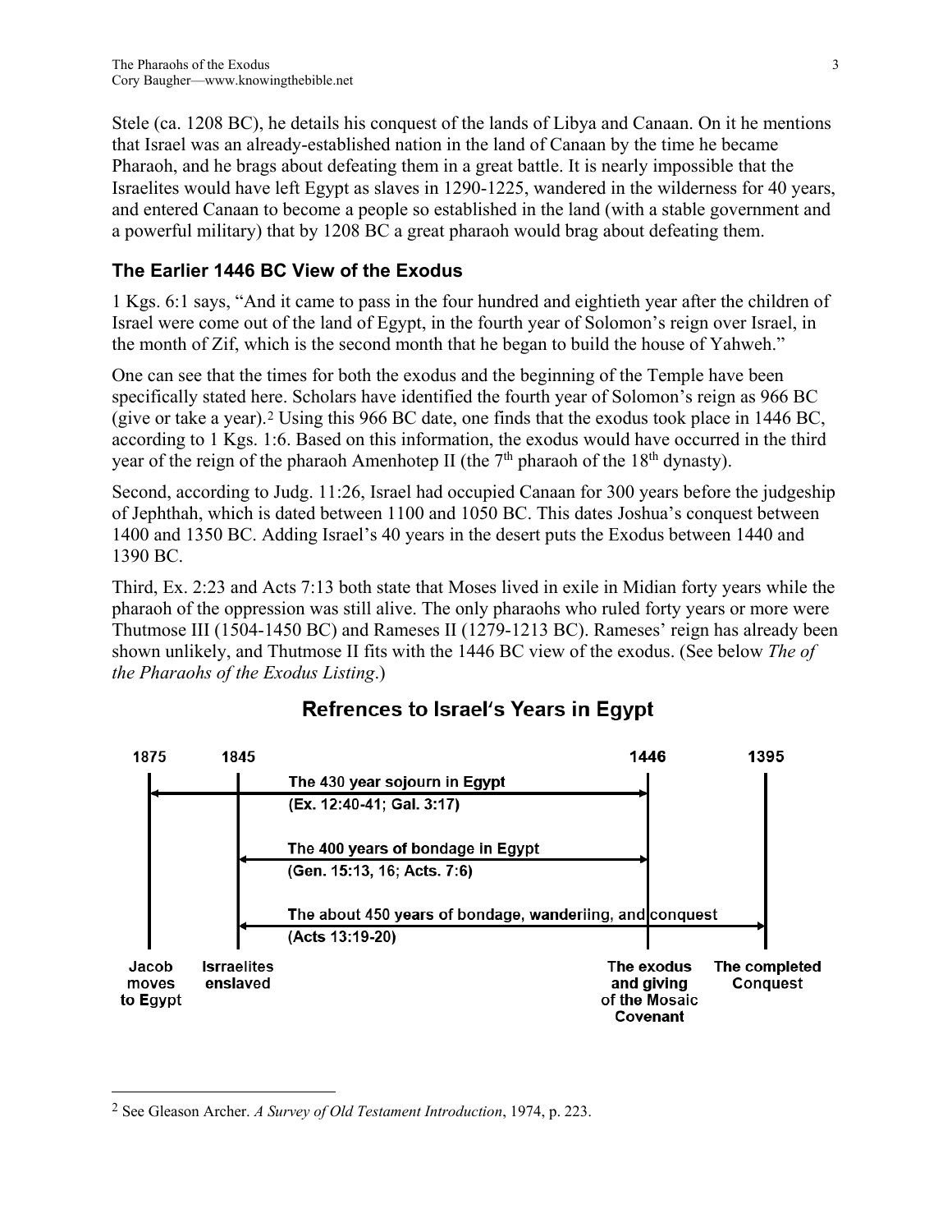Stele (ca. 1208 BC), he details his conquest of the lands of Libya and Canaan. On it he mentions that Israel was an already-established nation in the land of Canaan by the time he became Pharaoh, and he brags about defeating them in a great battle. It is nearly impossible that the Israelites would have left Egypt as slaves in 1290-1225, wandered in the wilderness for 40 years, and entered Canaan to become a people so established in the land (with a stable government and a powerful military) that by 1208 BC a great pharaoh would brag about defeating them.

### The Earlier 1446 BC View of the Exodus

1 Kgs. 6:1 says, "And it came to pass in the four hundred and eightieth year after the children of Israel were come out of the land of Egypt, in the fourth year of Solomon's reign over Israel, in the month of Zif, which is the second month that he began to build the house of Yahweh."

One can see that the times for both the exodus and the beginning of the Temple have been specifically stated here. Scholars have identified the fourth year of Solomon's reign as 966 BC (give or take a year).[2] Using this 966 BC date, one finds that the exodus took place in 1446 BC, according to 1 Kgs. 1:6. Based on this information, the exodus would have occurred in the third year of the reign of the pharaoh Amenhotep II (the 7th pharaoh of the 18th dynasty).

Second, according to Judg. 11:26, Israel had occupied Canaan for 300 years before the judgeship of Jephthah, which is dated between 1100 and 1050 BC. This dates Joshua's conquest between 1400 and 1350 BC. Adding Israel's 40 years in the desert puts the Exodus between 1440 and 1390 BC.

Third, Ex. 2:23 and Acts 7:13 both state that Moses lived in exile in Midian forty years while the pharaoh of the oppression was still alive. The only pharaohs who ruled forty years or more were Thutmose III (1504-1450 BC) and Rameses II (1279-1213 BC). Rameses' reign has already been shown unlikely, and Thutmose II fits with the 1446 BC view of the exodus. (See below *The of the Pharaohs of the Exodus Listing*.)

**Refrences to Israel's Years in Egypt**

| 1875 | 1845 | 1446 | 1395 |
|---|---|---|---|
| Jacob moves to Egypt | Isrraelites enslaved | The exodus and giving of the Mosaic Covenant | The completed Conquest |

- 1875 → 1446: The 430 year sojourn in Egypt (Ex. 12:40-41; Gal. 3:17)
- 1845 → 1446: The 400 years of bondage in Egypt (Gen. 15:13, 16; Acts. 7:6)
- 1845 → 1395: The about 450 years of bondage, wanderiing, and conquest (Acts 13:19-20)

---

[2] See Gleason Archer. *A Survey of Old Testament Introduction*, 1974, p. 223.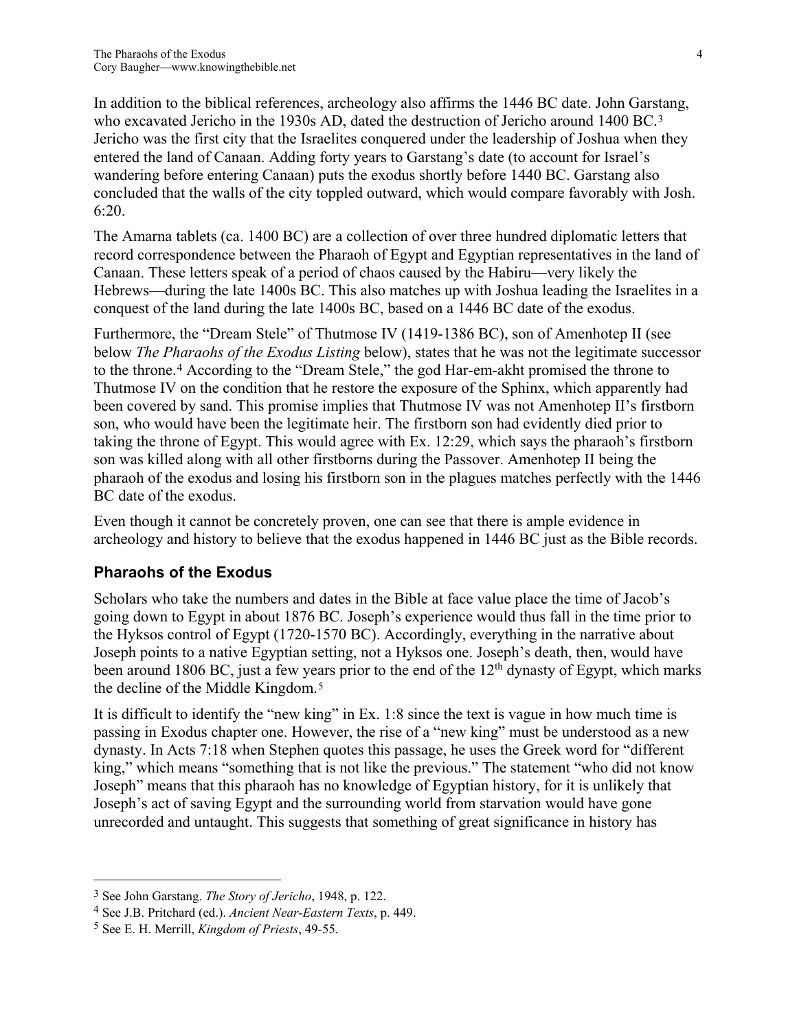In addition to the biblical references, archeology also affirms the 1446 BC date. John Garstang, who excavated Jericho in the 1930s AD, dated the destruction of Jericho around 1400 BC.[3] Jericho was the first city that the Israelites conquered under the leadership of Joshua when they entered the land of Canaan. Adding forty years to Garstang's date (to account for Israel's wandering before entering Canaan) puts the exodus shortly before 1440 BC. Garstang also concluded that the walls of the city toppled outward, which would compare favorably with Josh. 6:20.

The Amarna tablets (ca. 1400 BC) are a collection of over three hundred diplomatic letters that record correspondence between the Pharaoh of Egypt and Egyptian representatives in the land of Canaan. These letters speak of a period of chaos caused by the Habiru—very likely the Hebrews—during the late 1400s BC. This also matches up with Joshua leading the Israelites in a conquest of the land during the late 1400s BC, based on a 1446 BC date of the exodus.

Furthermore, the "Dream Stele" of Thutmose IV (1419-1386 BC), son of Amenhotep II (see below *The Pharaohs of the Exodus Listing* below), states that he was not the legitimate successor to the throne.[4] According to the "Dream Stele," the god Har-em-akht promised the throne to Thutmose IV on the condition that he restore the exposure of the Sphinx, which apparently had been covered by sand. This promise implies that Thutmose IV was not Amenhotep II's firstborn son, who would have been the legitimate heir. The firstborn son had evidently died prior to taking the throne of Egypt. This would agree with Ex. 12:29, which says the pharaoh's firstborn son was killed along with all other firstborns during the Passover. Amenhotep II being the pharaoh of the exodus and losing his firstborn son in the plagues matches perfectly with the 1446 BC date of the exodus.

Even though it cannot be concretely proven, one can see that there is ample evidence in archeology and history to believe that the exodus happened in 1446 BC just as the Bible records.

## Pharaohs of the Exodus

Scholars who take the numbers and dates in the Bible at face value place the time of Jacob's going down to Egypt in about 1876 BC. Joseph's experience would thus fall in the time prior to the Hyksos control of Egypt (1720-1570 BC). Accordingly, everything in the narrative about Joseph points to a native Egyptian setting, not a Hyksos one. Joseph's death, then, would have been around 1806 BC, just a few years prior to the end of the 12th dynasty of Egypt, which marks the decline of the Middle Kingdom.[5]

It is difficult to identify the "new king" in Ex. 1:8 since the text is vague in how much time is passing in Exodus chapter one. However, the rise of a "new king" must be understood as a new dynasty. In Acts 7:18 when Stephen quotes this passage, he uses the Greek word for "different king," which means "something that is not like the previous." The statement "who did not know Joseph" means that this pharaoh has no knowledge of Egyptian history, for it is unlikely that Joseph's act of saving Egypt and the surrounding world from starvation would have gone unrecorded and untaught. This suggests that something of great significance in history has

---

[3] See John Garstang. *The Story of Jericho*, 1948, p. 122.

[4] See J.B. Pritchard (ed.). *Ancient Near-Eastern Texts*, p. 449.

[5] See E. H. Merrill, *Kingdom of Priests*, 49-55.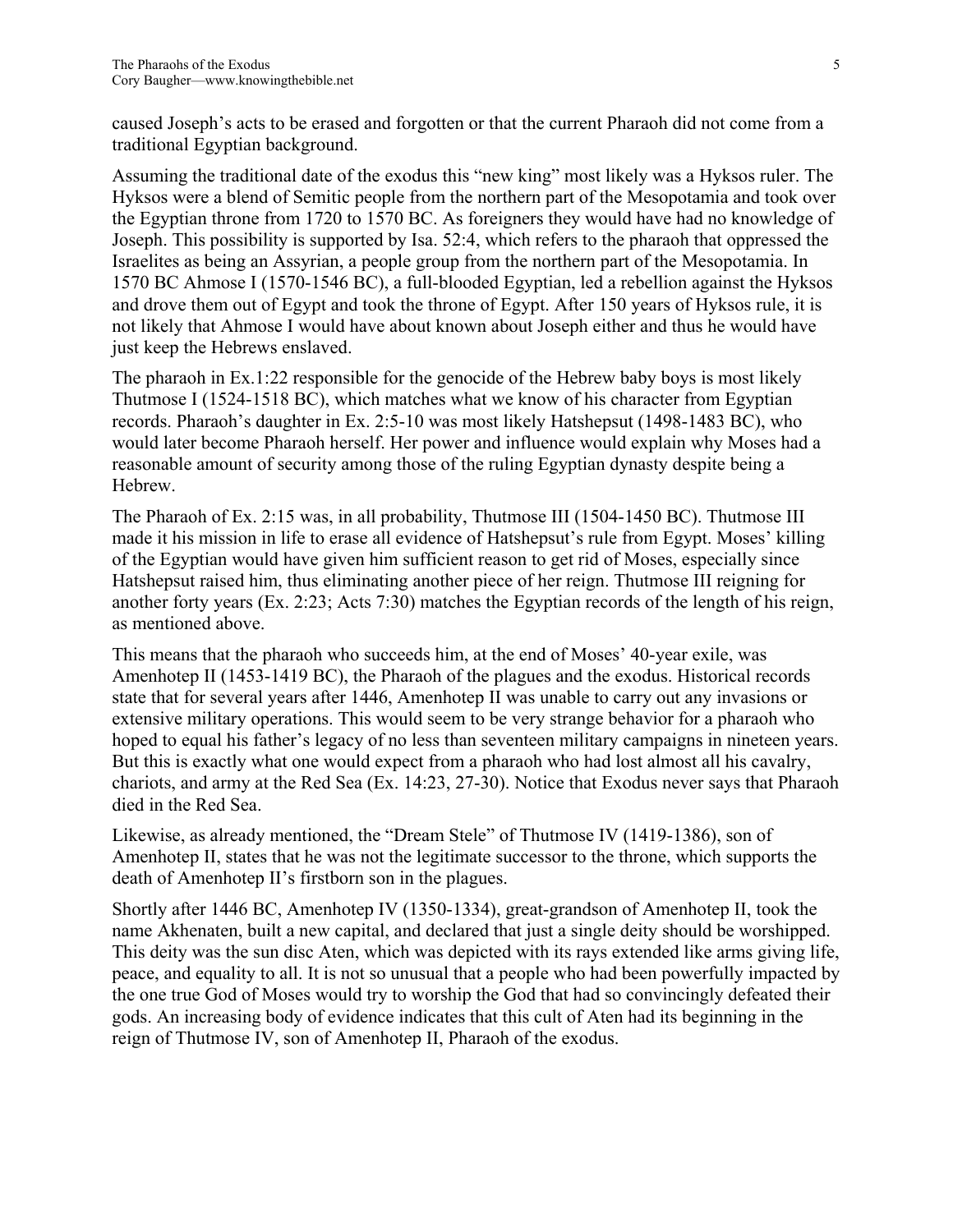caused Joseph's acts to be erased and forgotten or that the current Pharaoh did not come from a traditional Egyptian background.

Assuming the traditional date of the exodus this "new king" most likely was a Hyksos ruler. The Hyksos were a blend of Semitic people from the northern part of the Mesopotamia and took over the Egyptian throne from 1720 to 1570 BC. As foreigners they would have had no knowledge of Joseph. This possibility is supported by Isa. 52:4, which refers to the pharaoh that oppressed the Israelites as being an Assyrian, a people group from the northern part of the Mesopotamia. In 1570 BC Ahmose I (1570-1546 BC), a full-blooded Egyptian, led a rebellion against the Hyksos and drove them out of Egypt and took the throne of Egypt. After 150 years of Hyksos rule, it is not likely that Ahmose I would have about known about Joseph either and thus he would have just keep the Hebrews enslaved.

The pharaoh in Ex.1:22 responsible for the genocide of the Hebrew baby boys is most likely Thutmose I (1524-1518 BC), which matches what we know of his character from Egyptian records. Pharaoh's daughter in Ex. 2:5-10 was most likely Hatshepsut (1498-1483 BC), who would later become Pharaoh herself. Her power and influence would explain why Moses had a reasonable amount of security among those of the ruling Egyptian dynasty despite being a Hebrew.

The Pharaoh of Ex. 2:15 was, in all probability, Thutmose III (1504-1450 BC). Thutmose III made it his mission in life to erase all evidence of Hatshepsut's rule from Egypt. Moses' killing of the Egyptian would have given him sufficient reason to get rid of Moses, especially since Hatshepsut raised him, thus eliminating another piece of her reign. Thutmose III reigning for another forty years (Ex. 2:23; Acts 7:30) matches the Egyptian records of the length of his reign, as mentioned above.

This means that the pharaoh who succeeds him, at the end of Moses' 40-year exile, was Amenhotep II (1453-1419 BC), the Pharaoh of the plagues and the exodus. Historical records state that for several years after 1446, Amenhotep II was unable to carry out any invasions or extensive military operations. This would seem to be very strange behavior for a pharaoh who hoped to equal his father's legacy of no less than seventeen military campaigns in nineteen years. But this is exactly what one would expect from a pharaoh who had lost almost all his cavalry, chariots, and army at the Red Sea (Ex. 14:23, 27-30). Notice that Exodus never says that Pharaoh died in the Red Sea.

Likewise, as already mentioned, the "Dream Stele" of Thutmose IV (1419-1386), son of Amenhotep II, states that he was not the legitimate successor to the throne, which supports the death of Amenhotep II's firstborn son in the plagues.

Shortly after 1446 BC, Amenhotep IV (1350-1334), great-grandson of Amenhotep II, took the name Akhenaten, built a new capital, and declared that just a single deity should be worshipped. This deity was the sun disc Aten, which was depicted with its rays extended like arms giving life, peace, and equality to all. It is not so unusual that a people who had been powerfully impacted by the one true God of Moses would try to worship the God that had so convincingly defeated their gods. An increasing body of evidence indicates that this cult of Aten had its beginning in the reign of Thutmose IV, son of Amenhotep II, Pharaoh of the exodus.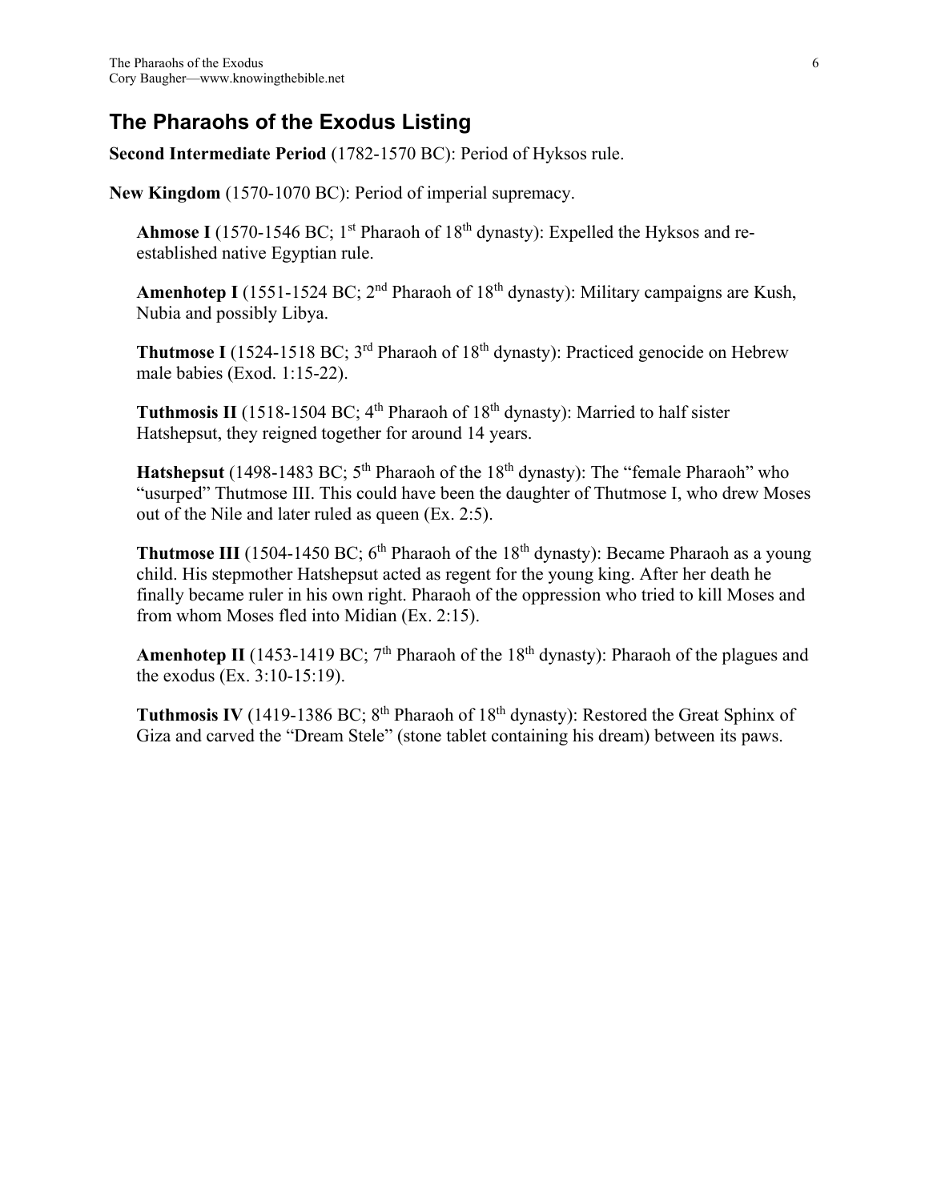## The Pharaohs of the Exodus Listing

**Second Intermediate Period** (1782-1570 BC): Period of Hyksos rule.

**New Kingdom** (1570-1070 BC): Period of imperial supremacy.

**Ahmose I** (1570-1546 BC; 1st Pharaoh of 18th dynasty): Expelled the Hyksos and re-established native Egyptian rule.

**Amenhotep I** (1551-1524 BC; 2nd Pharaoh of 18th dynasty): Military campaigns are Kush, Nubia and possibly Libya.

**Thutmose I** (1524-1518 BC; 3rd Pharaoh of 18th dynasty): Practiced genocide on Hebrew male babies (Exod. 1:15-22).

**Tuthmosis II** (1518-1504 BC; 4th Pharaoh of 18th dynasty): Married to half sister Hatshepsut, they reigned together for around 14 years.

**Hatshepsut** (1498-1483 BC; 5th Pharaoh of the 18th dynasty): The "female Pharaoh" who "usurped" Thutmose III. This could have been the daughter of Thutmose I, who drew Moses out of the Nile and later ruled as queen (Ex. 2:5).

**Thutmose III** (1504-1450 BC; 6th Pharaoh of the 18th dynasty): Became Pharaoh as a young child. His stepmother Hatshepsut acted as regent for the young king. After her death he finally became ruler in his own right. Pharaoh of the oppression who tried to kill Moses and from whom Moses fled into Midian (Ex. 2:15).

**Amenhotep II** (1453-1419 BC; 7th Pharaoh of the 18th dynasty): Pharaoh of the plagues and the exodus (Ex. 3:10-15:19).

**Tuthmosis IV** (1419-1386 BC; 8th Pharaoh of 18th dynasty): Restored the Great Sphinx of Giza and carved the "Dream Stele" (stone tablet containing his dream) between its paws.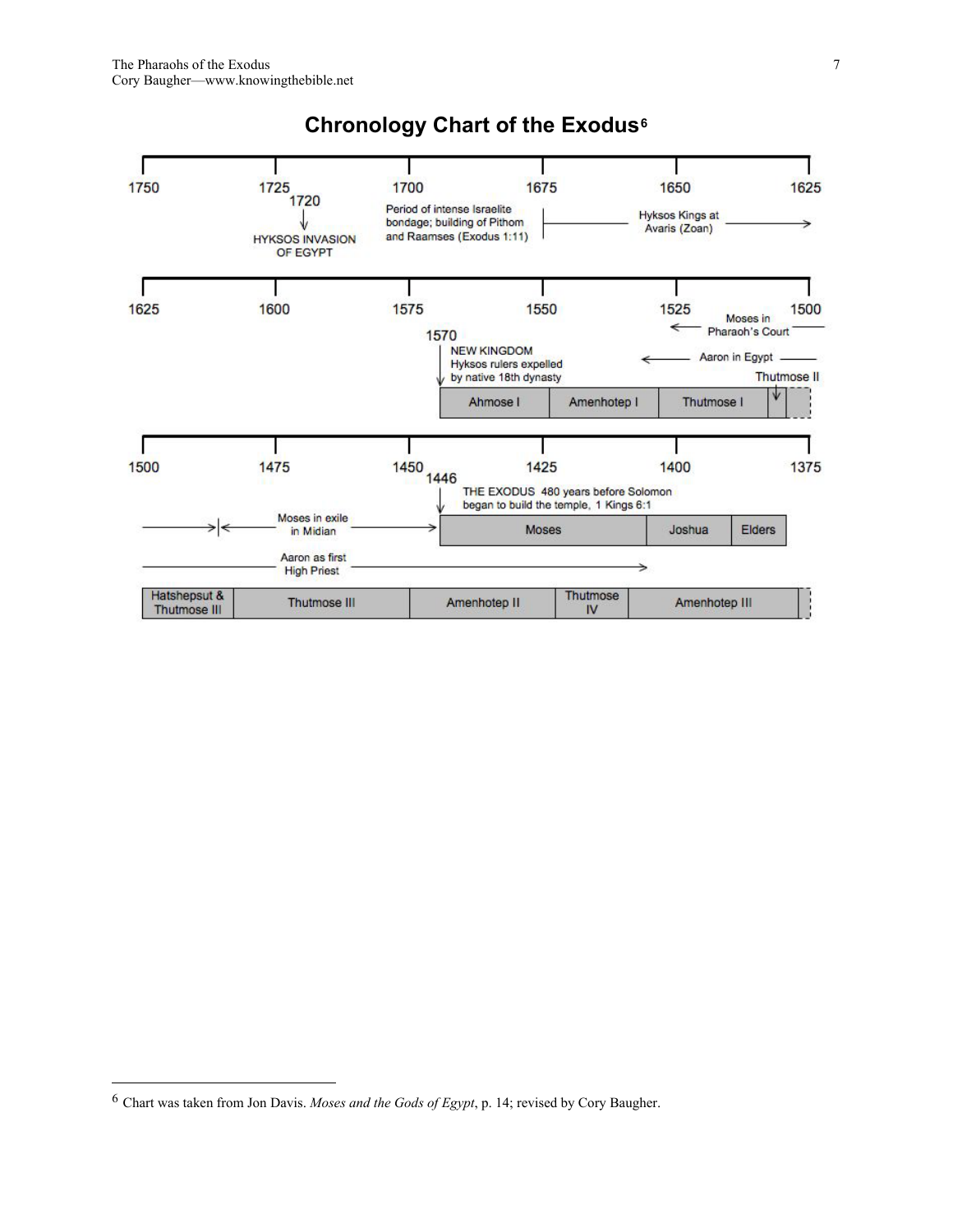# Chronology Chart of the Exodus[6]

1750 1725 1700 1675 1650 1625

1720
HYKSOS INVASION OF EGYPT

Period of intense Israelite bondage; building of Pithom and Raamses (Exodus 1:11)

Hyksos Kings at Avaris (Zoan)

1625 1600 1575 1550 1525 1500

1570
NEW KINGDOM
Hyksos rulers expelled by native 18th dynasty

Moses in Pharaoh's Court

Aaron in Egypt

Thutmose II

Ahmose I
Amenhotep I
Thutmose I

1500 1475 1450 1425 1400 1375

1446
THE EXODUS 480 years before Solomon began to build the temple, 1 Kings 6:1

Moses in exile in Midian

Moses
Joshua
Elders

Aaron as first High Priest

Hatshepsut & Thutmose III
Thutmose III
Amenhotep II
Thutmose IV
Amenhotep III

---

6 Chart was taken from Jon Davis. *Moses and the Gods of Egypt*, p. 14; revised by Cory Baugher.